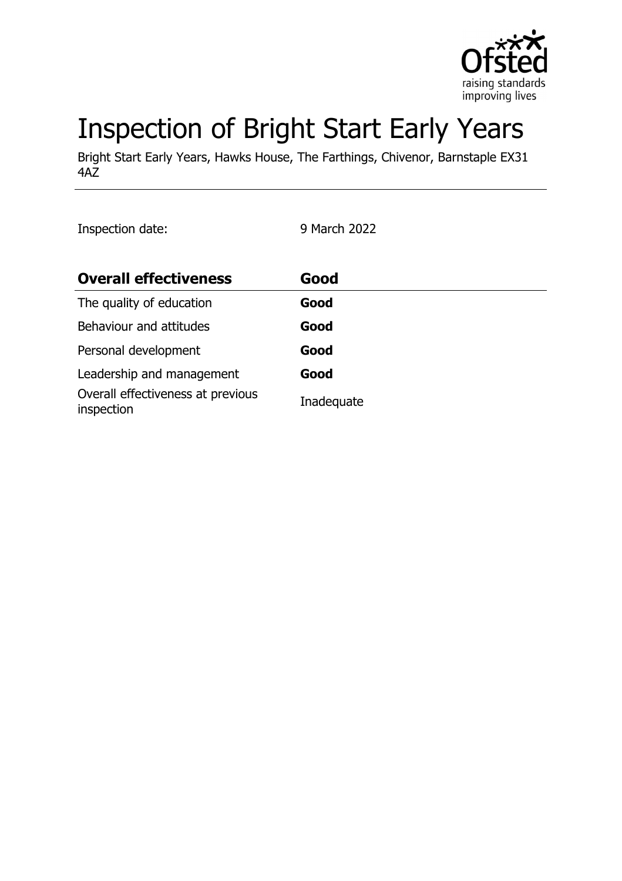# Inspection of Bright Start Early Years

Bright Start Early Years, Hawks House, The Farthings, Chivenor, Barnstaple EX31 4AZ

Inspection date: 9 March 2022

| **Overall effectiveness** | **Good** |
|---|---|
| The quality of education | **Good** |
| Behaviour and attitudes | **Good** |
| Personal development | **Good** |
| Leadership and management | **Good** |
| Overall effectiveness at previous inspection | Inadequate |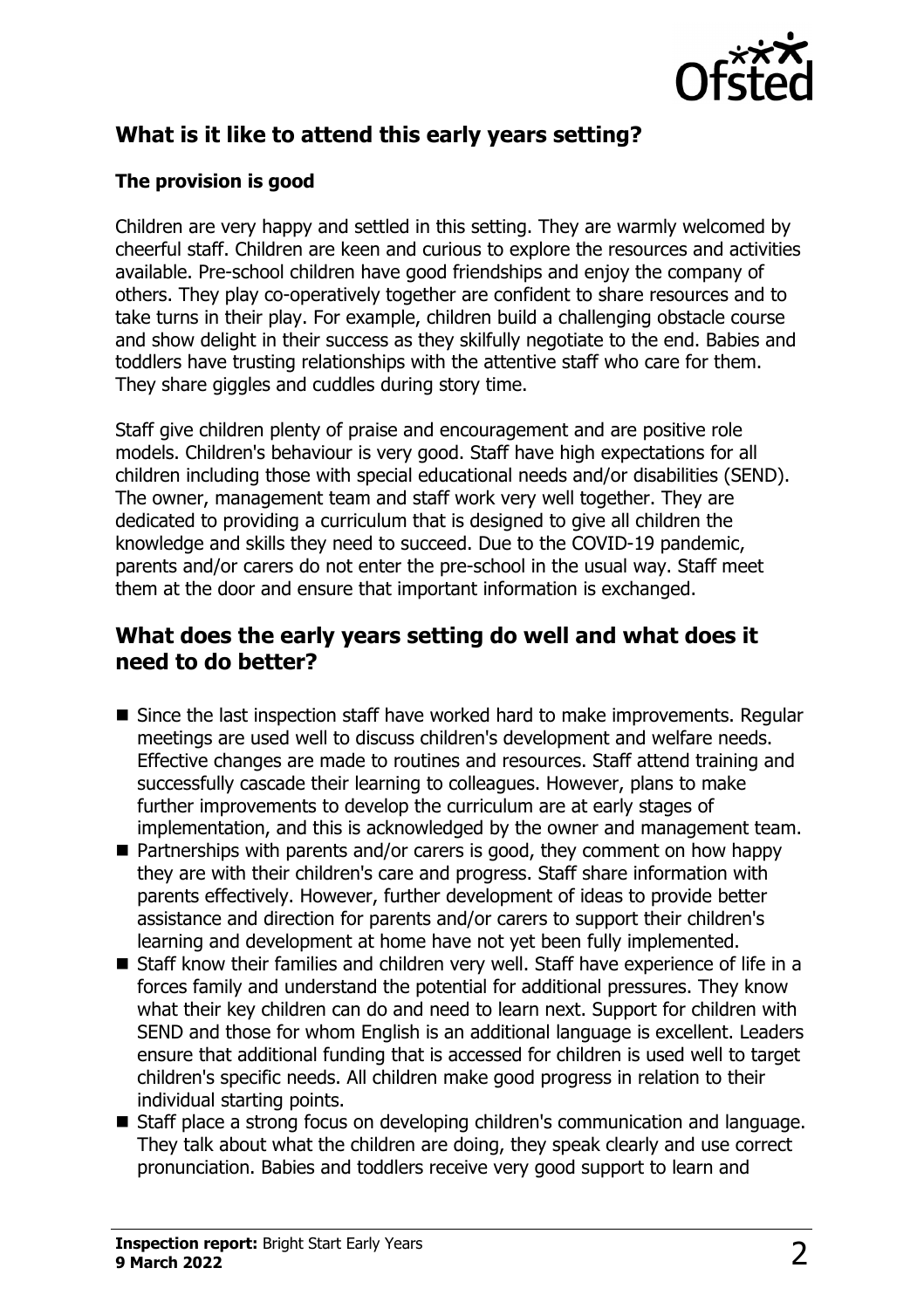## What is it like to attend this early years setting?

### The provision is good

Children are very happy and settled in this setting. They are warmly welcomed by cheerful staff. Children are keen and curious to explore the resources and activities available. Pre-school children have good friendships and enjoy the company of others. They play co-operatively together are confident to share resources and to take turns in their play. For example, children build a challenging obstacle course and show delight in their success as they skilfully negotiate to the end. Babies and toddlers have trusting relationships with the attentive staff who care for them. They share giggles and cuddles during story time.

Staff give children plenty of praise and encouragement and are positive role models. Children's behaviour is very good. Staff have high expectations for all children including those with special educational needs and/or disabilities (SEND). The owner, management team and staff work very well together. They are dedicated to providing a curriculum that is designed to give all children the knowledge and skills they need to succeed. Due to the COVID-19 pandemic, parents and/or carers do not enter the pre-school in the usual way. Staff meet them at the door and ensure that important information is exchanged.

## What does the early years setting do well and what does it need to do better?

- Since the last inspection staff have worked hard to make improvements. Regular meetings are used well to discuss children's development and welfare needs. Effective changes are made to routines and resources. Staff attend training and successfully cascade their learning to colleagues. However, plans to make further improvements to develop the curriculum are at early stages of implementation, and this is acknowledged by the owner and management team.
- Partnerships with parents and/or carers is good, they comment on how happy they are with their children's care and progress. Staff share information with parents effectively. However, further development of ideas to provide better assistance and direction for parents and/or carers to support their children's learning and development at home have not yet been fully implemented.
- Staff know their families and children very well. Staff have experience of life in a forces family and understand the potential for additional pressures. They know what their key children can do and need to learn next. Support for children with SEND and those for whom English is an additional language is excellent. Leaders ensure that additional funding that is accessed for children is used well to target children's specific needs. All children make good progress in relation to their individual starting points.
- Staff place a strong focus on developing children's communication and language. They talk about what the children are doing, they speak clearly and use correct pronunciation. Babies and toddlers receive very good support to learn and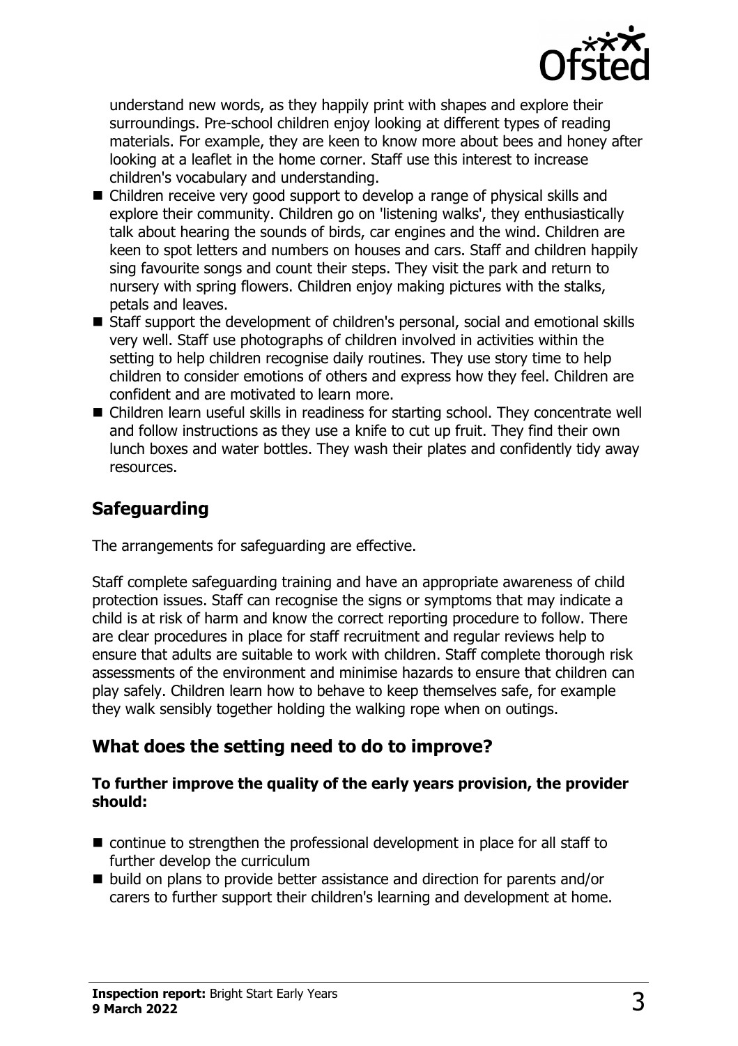understand new words, as they happily print with shapes and explore their surroundings. Pre-school children enjoy looking at different types of reading materials. For example, they are keen to know more about bees and honey after looking at a leaflet in the home corner. Staff use this interest to increase children's vocabulary and understanding.

- Children receive very good support to develop a range of physical skills and explore their community. Children go on 'listening walks', they enthusiastically talk about hearing the sounds of birds, car engines and the wind. Children are keen to spot letters and numbers on houses and cars. Staff and children happily sing favourite songs and count their steps. They visit the park and return to nursery with spring flowers. Children enjoy making pictures with the stalks, petals and leaves.
- Staff support the development of children's personal, social and emotional skills very well. Staff use photographs of children involved in activities within the setting to help children recognise daily routines. They use story time to help children to consider emotions of others and express how they feel. Children are confident and are motivated to learn more.
- Children learn useful skills in readiness for starting school. They concentrate well and follow instructions as they use a knife to cut up fruit. They find their own lunch boxes and water bottles. They wash their plates and confidently tidy away resources.

## Safeguarding

The arrangements for safeguarding are effective.

Staff complete safeguarding training and have an appropriate awareness of child protection issues. Staff can recognise the signs or symptoms that may indicate a child is at risk of harm and know the correct reporting procedure to follow. There are clear procedures in place for staff recruitment and regular reviews help to ensure that adults are suitable to work with children. Staff complete thorough risk assessments of the environment and minimise hazards to ensure that children can play safely. Children learn how to behave to keep themselves safe, for example they walk sensibly together holding the walking rope when on outings.

## What does the setting need to do to improve?

**To further improve the quality of the early years provision, the provider should:**

- continue to strengthen the professional development in place for all staff to further develop the curriculum
- build on plans to provide better assistance and direction for parents and/or carers to further support their children's learning and development at home.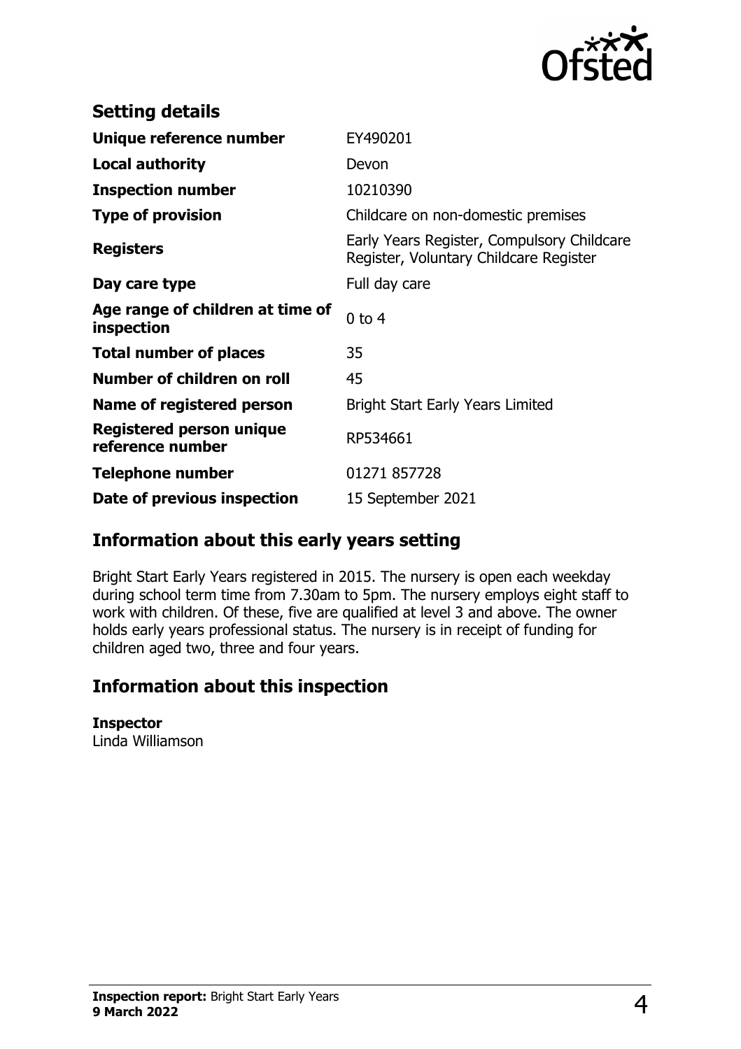## Setting details

| | |
|---|---|
| **Unique reference number** | EY490201 |
| **Local authority** | Devon |
| **Inspection number** | 10210390 |
| **Type of provision** | Childcare on non-domestic premises |
| **Registers** | Early Years Register, Compulsory Childcare Register, Voluntary Childcare Register |
| **Day care type** | Full day care |
| **Age range of children at time of inspection** | 0 to 4 |
| **Total number of places** | 35 |
| **Number of children on roll** | 45 |
| **Name of registered person** | Bright Start Early Years Limited |
| **Registered person unique reference number** | RP534661 |
| **Telephone number** | 01271 857728 |
| **Date of previous inspection** | 15 September 2021 |

## Information about this early years setting

Bright Start Early Years registered in 2015. The nursery is open each weekday during school term time from 7.30am to 5pm. The nursery employs eight staff to work with children. Of these, five are qualified at level 3 and above. The owner holds early years professional status. The nursery is in receipt of funding for children aged two, three and four years.

## Information about this inspection

**Inspector**
Linda Williamson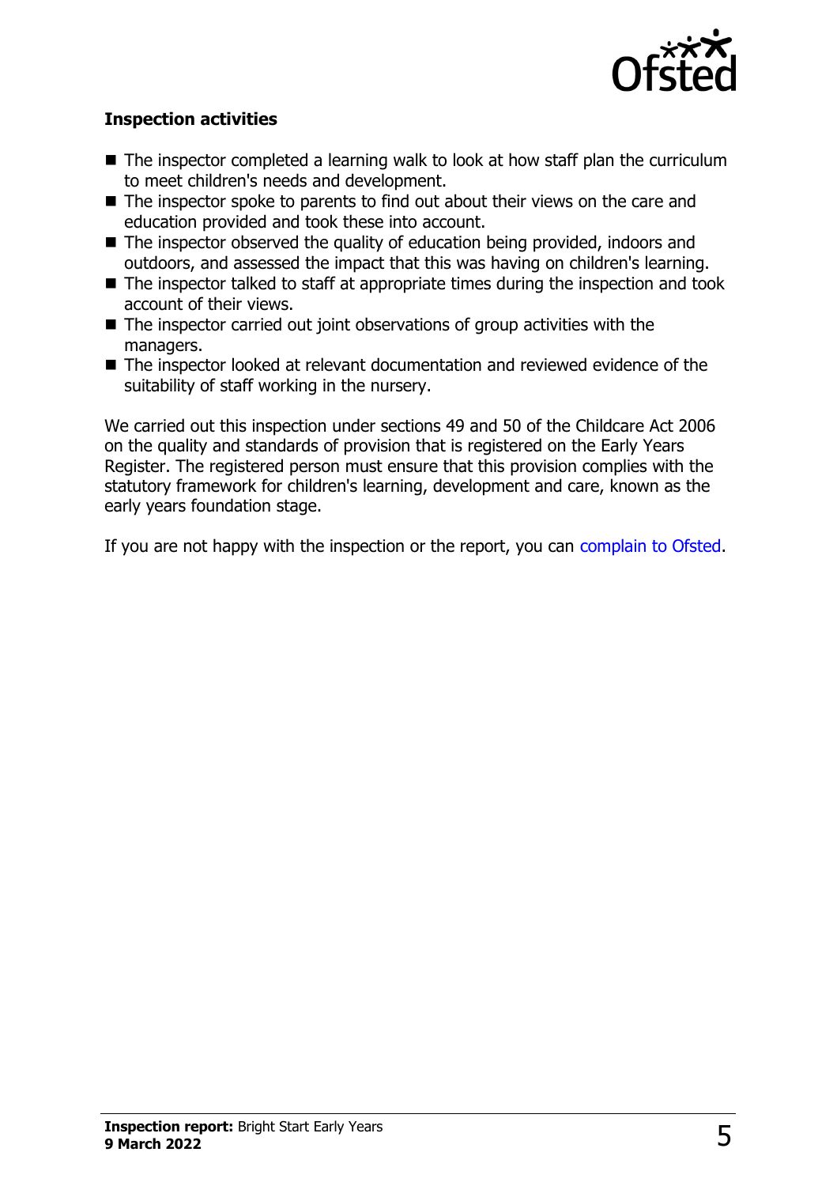### Inspection activities

- The inspector completed a learning walk to look at how staff plan the curriculum to meet children's needs and development.
- The inspector spoke to parents to find out about their views on the care and education provided and took these into account.
- The inspector observed the quality of education being provided, indoors and outdoors, and assessed the impact that this was having on children's learning.
- The inspector talked to staff at appropriate times during the inspection and took account of their views.
- The inspector carried out joint observations of group activities with the managers.
- The inspector looked at relevant documentation and reviewed evidence of the suitability of staff working in the nursery.

We carried out this inspection under sections 49 and 50 of the Childcare Act 2006 on the quality and standards of provision that is registered on the Early Years Register. The registered person must ensure that this provision complies with the statutory framework for children's learning, development and care, known as the early years foundation stage.

If you are not happy with the inspection or the report, you can complain to Ofsted.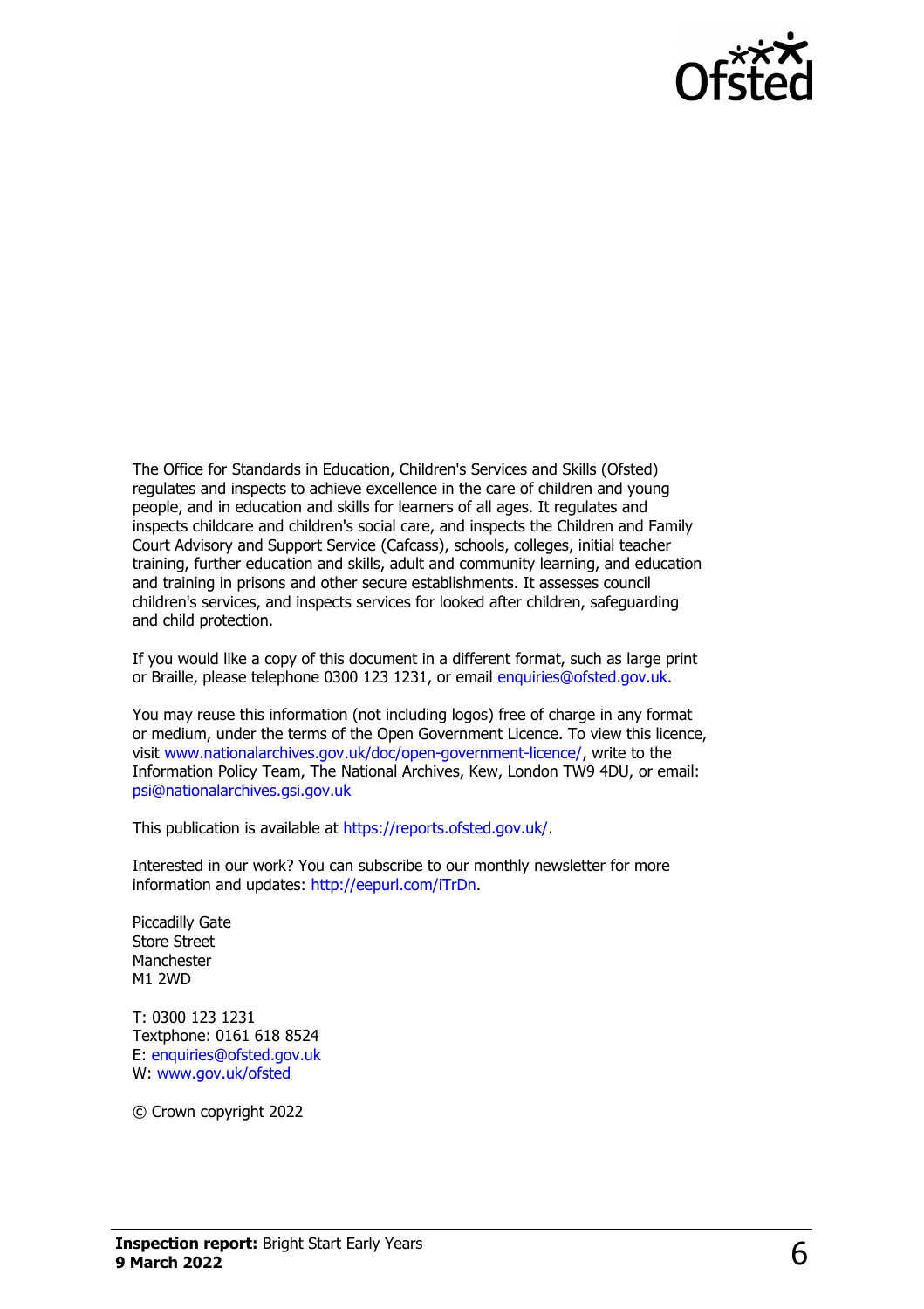The Office for Standards in Education, Children's Services and Skills (Ofsted) regulates and inspects to achieve excellence in the care of children and young people, and in education and skills for learners of all ages. It regulates and inspects childcare and children's social care, and inspects the Children and Family Court Advisory and Support Service (Cafcass), schools, colleges, initial teacher training, further education and skills, adult and community learning, and education and training in prisons and other secure establishments. It assesses council children's services, and inspects services for looked after children, safeguarding and child protection.

If you would like a copy of this document in a different format, such as large print or Braille, please telephone 0300 123 1231, or email enquiries@ofsted.gov.uk.

You may reuse this information (not including logos) free of charge in any format or medium, under the terms of the Open Government Licence. To view this licence, visit www.nationalarchives.gov.uk/doc/open-government-licence/, write to the Information Policy Team, The National Archives, Kew, London TW9 4DU, or email: psi@nationalarchives.gsi.gov.uk

This publication is available at https://reports.ofsted.gov.uk/.

Interested in our work? You can subscribe to our monthly newsletter for more information and updates: http://eepurl.com/iTrDn.

Piccadilly Gate
Store Street
Manchester
M1 2WD

T: 0300 123 1231
Textphone: 0161 618 8524
E: enquiries@ofsted.gov.uk
W: www.gov.uk/ofsted

© Crown copyright 2022